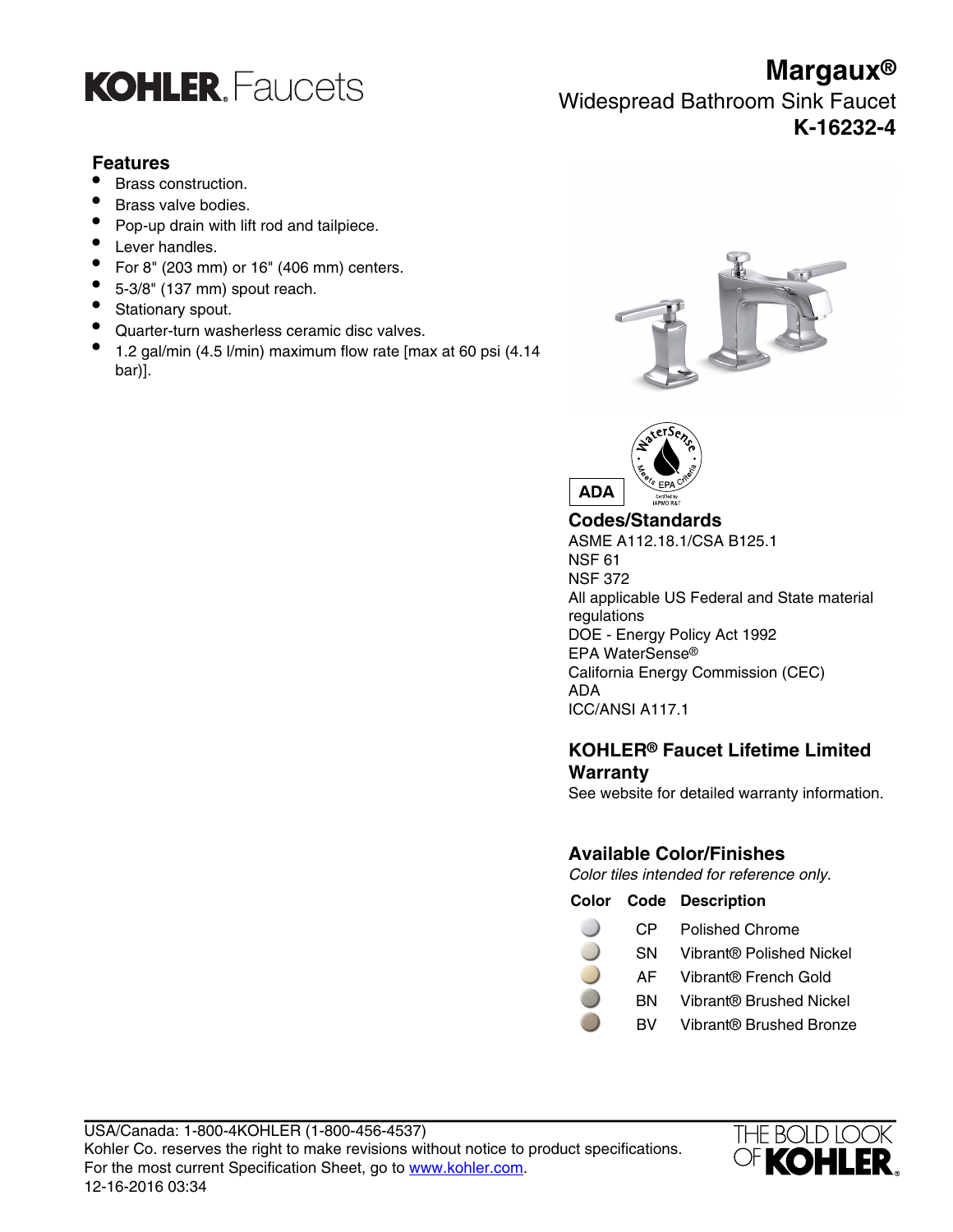# KOHLER Faucets

# Margaux®

## Widespread Bathroom Sink Faucet

**K-16232-4**

## Features

- Brass construction.
- Brass valve bodies.
- Pop-up drain with lift rod and tailpiece.
- Lever handles.
- For 8" (203 mm) or 16" (406 mm) centers.
- 5-3/8" (137 mm) spout reach.
- Stationary spout.
- Quarter-turn washerless ceramic disc valves.
- 1.2 gal/min (4.5 l/min) maximum flow rate [max at 60 psi (4.14 bar)].

ADA

## Codes/Standards

ASME A112.18.1/CSA B125.1
NSF 61
NSF 372
All applicable US Federal and State material regulations
DOE - Energy Policy Act 1992
EPA WaterSense®
California Energy Commission (CEC)
ADA
ICC/ANSI A117.1

## KOHLER® Faucet Lifetime Limited Warranty

See website for detailed warranty information.

## Available Color/Finishes

*Color tiles intended for reference only.*

| Color | Code | Description |
|---|---|---|
| | CP | Polished Chrome |
| | SN | Vibrant® Polished Nickel |
| | AF | Vibrant® French Gold |
| | BN | Vibrant® Brushed Nickel |
| | BV | Vibrant® Brushed Bronze |

USA/Canada: 1-800-4KOHLER (1-800-456-4537)
Kohler Co. reserves the right to make revisions without notice to product specifications.
For the most current Specification Sheet, go to www.kohler.com.
12-16-2016 03:34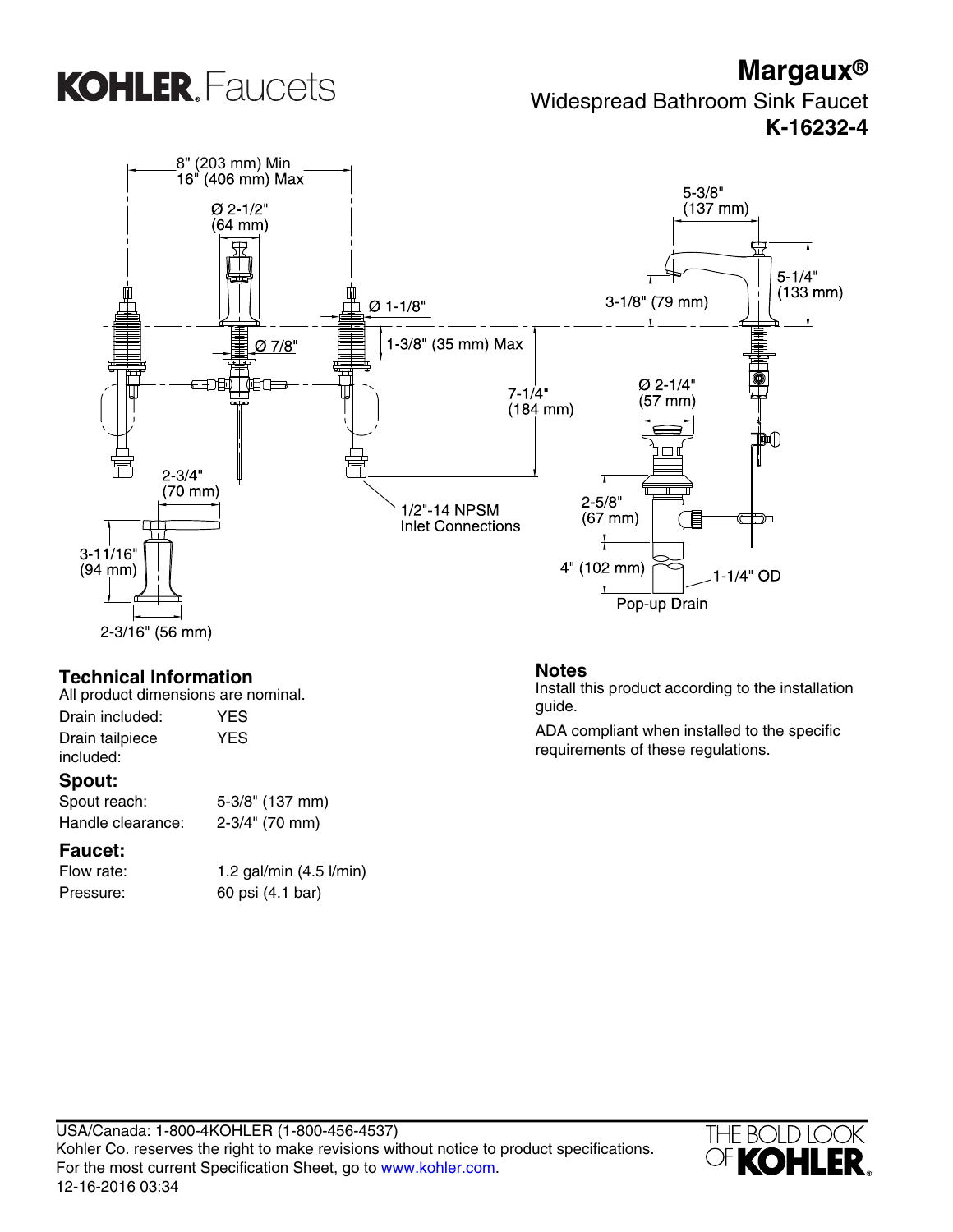# KOHLER. Faucets

## Margaux®

Widespread Bathroom Sink Faucet

**K-16232-4**

8" (203 mm) Min
16" (406 mm) Max

Ø 2-1/2"
(64 mm)

Ø 1-1/8"

Ø 7/8"

1-3/8" (35 mm) Max

7-1/4"
(184 mm)

2-3/4"
(70 mm)

1/2"-14 NPSM
Inlet Connections

3-11/16"
(94 mm)

2-3/16" (56 mm)

5-3/8"
(137 mm)

5-1/4"
(133 mm)

3-1/8" (79 mm)

Ø 2-1/4"
(57 mm)

2-5/8"
(67 mm)

4" (102 mm)

1-1/4" OD

Pop-up Drain

### Technical Information

All product dimensions are nominal.

| | |
|---|---|
| Drain included: | YES |
| Drain tailpiece included: | YES |

### Spout:

| | |
|---|---|
| Spout reach: | 5-3/8" (137 mm) |
| Handle clearance: | 2-3/4" (70 mm) |

### Faucet:

| | |
|---|---|
| Flow rate: | 1.2 gal/min (4.5 l/min) |
| Pressure: | 60 psi (4.1 bar) |

### Notes

Install this product according to the installation guide.

ADA compliant when installed to the specific requirements of these regulations.

USA/Canada: 1-800-4KOHLER (1-800-456-4537)
Kohler Co. reserves the right to make revisions without notice to product specifications.
For the most current Specification Sheet, go to www.kohler.com.
12-16-2016 03:34

THE BOLD LOOK OF KOHLER.